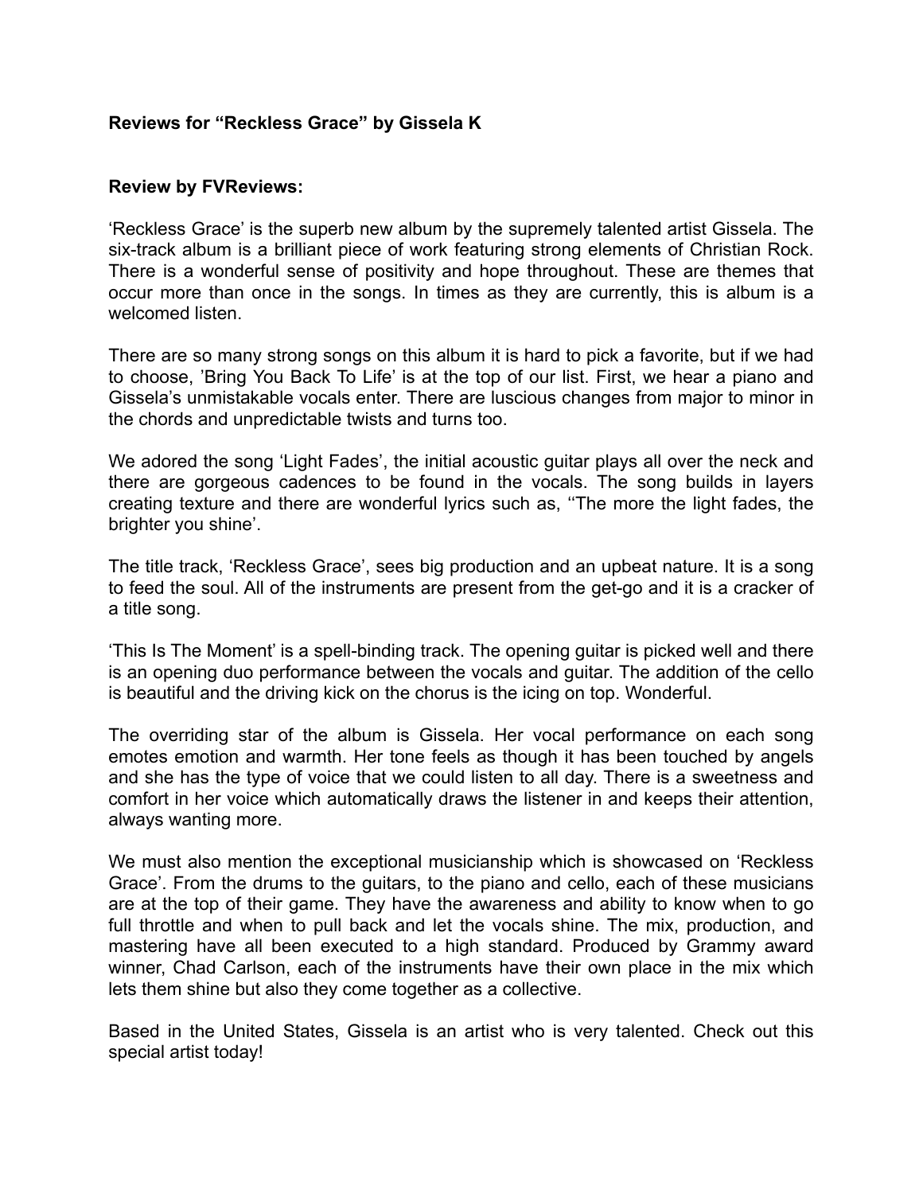**Reviews for "Reckless Grace" by Gissela K**

**Review by FVReviews:**

'Reckless Grace' is the superb new album by the supremely talented artist Gissela. The six-track album is a brilliant piece of work featuring strong elements of Christian Rock. There is a wonderful sense of positivity and hope throughout. These are themes that occur more than once in the songs. In times as they are currently, this is album is a welcomed listen.

There are so many strong songs on this album it is hard to pick a favorite, but if we had to choose, 'Bring You Back To Life' is at the top of our list. First, we hear a piano and Gissela's unmistakable vocals enter. There are luscious changes from major to minor in the chords and unpredictable twists and turns too.

We adored the song 'Light Fades', the initial acoustic guitar plays all over the neck and there are gorgeous cadences to be found in the vocals. The song builds in layers creating texture and there are wonderful lyrics such as, ''The more the light fades, the brighter you shine'.

The title track, 'Reckless Grace', sees big production and an upbeat nature. It is a song to feed the soul. All of the instruments are present from the get-go and it is a cracker of a title song.

'This Is The Moment' is a spell-binding track. The opening guitar is picked well and there is an opening duo performance between the vocals and guitar. The addition of the cello is beautiful and the driving kick on the chorus is the icing on top. Wonderful.

The overriding star of the album is Gissela. Her vocal performance on each song emotes emotion and warmth. Her tone feels as though it has been touched by angels and she has the type of voice that we could listen to all day. There is a sweetness and comfort in her voice which automatically draws the listener in and keeps their attention, always wanting more.

We must also mention the exceptional musicianship which is showcased on 'Reckless Grace'. From the drums to the guitars, to the piano and cello, each of these musicians are at the top of their game. They have the awareness and ability to know when to go full throttle and when to pull back and let the vocals shine. The mix, production, and mastering have all been executed to a high standard. Produced by Grammy award winner, Chad Carlson, each of the instruments have their own place in the mix which lets them shine but also they come together as a collective.

Based in the United States, Gissela is an artist who is very talented. Check out this special artist today!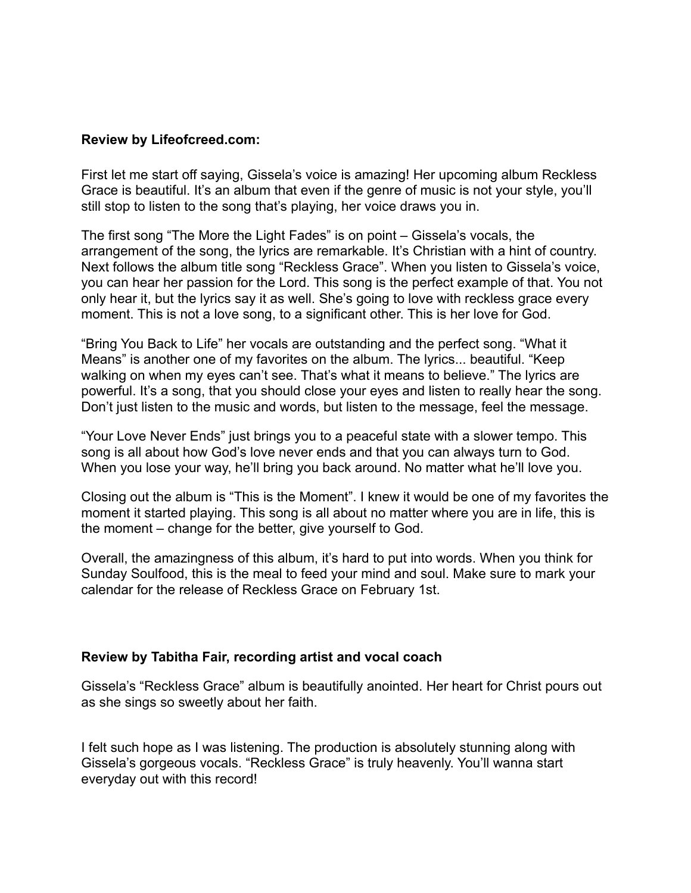**Review by Lifeofcreed.com:**

First let me start off saying, Gissela's voice is amazing! Her upcoming album Reckless Grace is beautiful. It's an album that even if the genre of music is not your style, you'll still stop to listen to the song that's playing, her voice draws you in.

The first song "The More the Light Fades" is on point – Gissela's vocals, the arrangement of the song, the lyrics are remarkable. It's Christian with a hint of country. Next follows the album title song "Reckless Grace". When you listen to Gissela's voice, you can hear her passion for the Lord. This song is the perfect example of that. You not only hear it, but the lyrics say it as well. She's going to love with reckless grace every moment. This is not a love song, to a significant other. This is her love for God.

"Bring You Back to Life" her vocals are outstanding and the perfect song. "What it Means" is another one of my favorites on the album. The lyrics... beautiful. "Keep walking on when my eyes can't see. That's what it means to believe." The lyrics are powerful. It's a song, that you should close your eyes and listen to really hear the song. Don't just listen to the music and words, but listen to the message, feel the message.

"Your Love Never Ends" just brings you to a peaceful state with a slower tempo. This song is all about how God's love never ends and that you can always turn to God. When you lose your way, he'll bring you back around. No matter what he'll love you.

Closing out the album is "This is the Moment". I knew it would be one of my favorites the moment it started playing. This song is all about no matter where you are in life, this is the moment – change for the better, give yourself to God.

Overall, the amazingness of this album, it's hard to put into words. When you think for Sunday Soulfood, this is the meal to feed your mind and soul. Make sure to mark your calendar for the release of Reckless Grace on February 1st.

**Review by Tabitha Fair, recording artist and vocal coach**

Gissela's "Reckless Grace" album is beautifully anointed. Her heart for Christ pours out as she sings so sweetly about her faith.

I felt such hope as I was listening. The production is absolutely stunning along with Gissela's gorgeous vocals. "Reckless Grace" is truly heavenly. You'll wanna start everyday out with this record!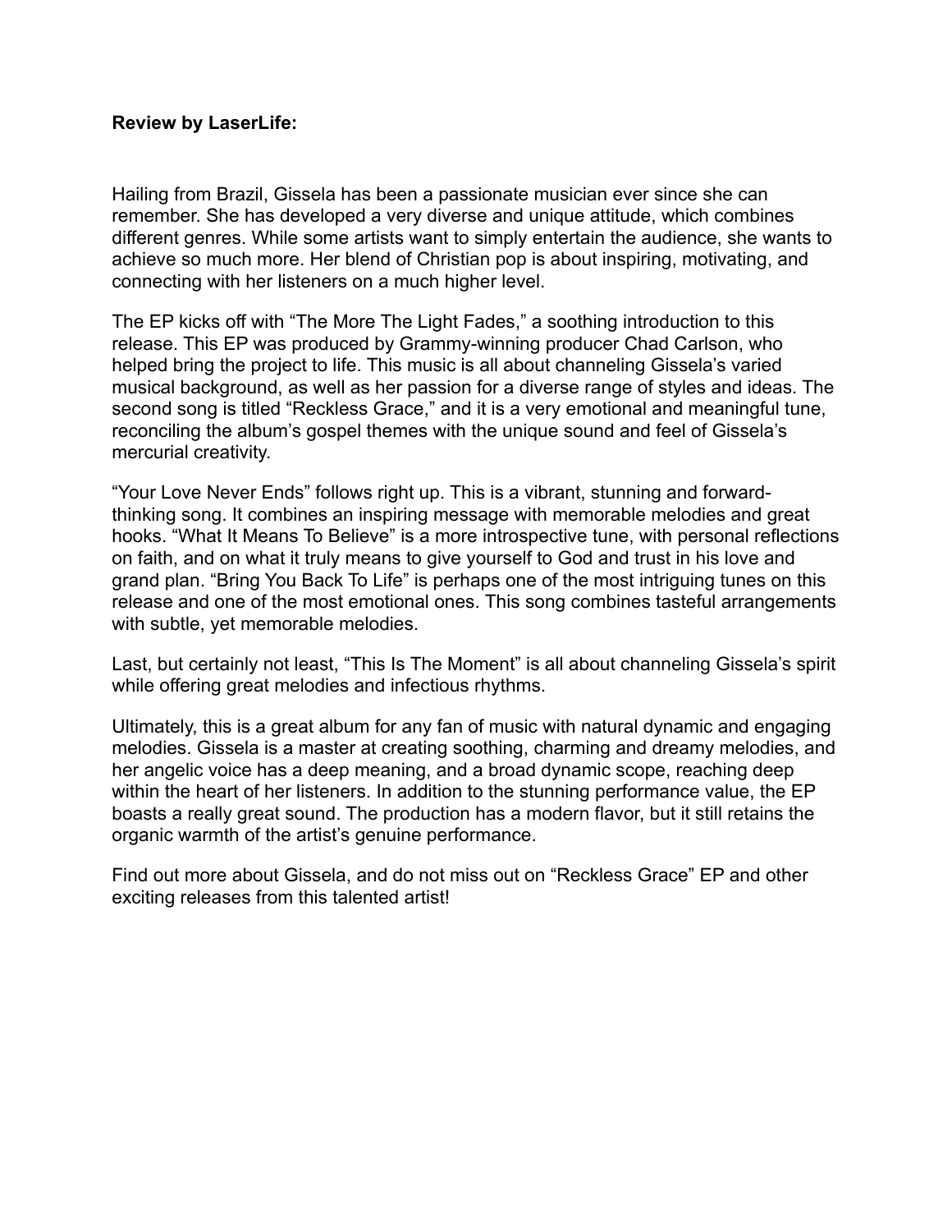**Review by LaserLife:**

Hailing from Brazil, Gissela has been a passionate musician ever since she can remember. She has developed a very diverse and unique attitude, which combines different genres. While some artists want to simply entertain the audience, she wants to achieve so much more. Her blend of Christian pop is about inspiring, motivating, and connecting with her listeners on a much higher level.

The EP kicks off with "The More The Light Fades," a soothing introduction to this release. This EP was produced by Grammy-winning producer Chad Carlson, who helped bring the project to life. This music is all about channeling Gissela's varied musical background, as well as her passion for a diverse range of styles and ideas. The second song is titled "Reckless Grace," and it is a very emotional and meaningful tune, reconciling the album's gospel themes with the unique sound and feel of Gissela's mercurial creativity.

"Your Love Never Ends" follows right up. This is a vibrant, stunning and forward-thinking song. It combines an inspiring message with memorable melodies and great hooks. "What It Means To Believe" is a more introspective tune, with personal reflections on faith, and on what it truly means to give yourself to God and trust in his love and grand plan. "Bring You Back To Life" is perhaps one of the most intriguing tunes on this release and one of the most emotional ones. This song combines tasteful arrangements with subtle, yet memorable melodies.

Last, but certainly not least, "This Is The Moment" is all about channeling Gissela's spirit while offering great melodies and infectious rhythms.

Ultimately, this is a great album for any fan of music with natural dynamic and engaging melodies. Gissela is a master at creating soothing, charming and dreamy melodies, and her angelic voice has a deep meaning, and a broad dynamic scope, reaching deep within the heart of her listeners. In addition to the stunning performance value, the EP boasts a really great sound. The production has a modern flavor, but it still retains the organic warmth of the artist's genuine performance.

Find out more about Gissela, and do not miss out on "Reckless Grace" EP and other exciting releases from this talented artist!